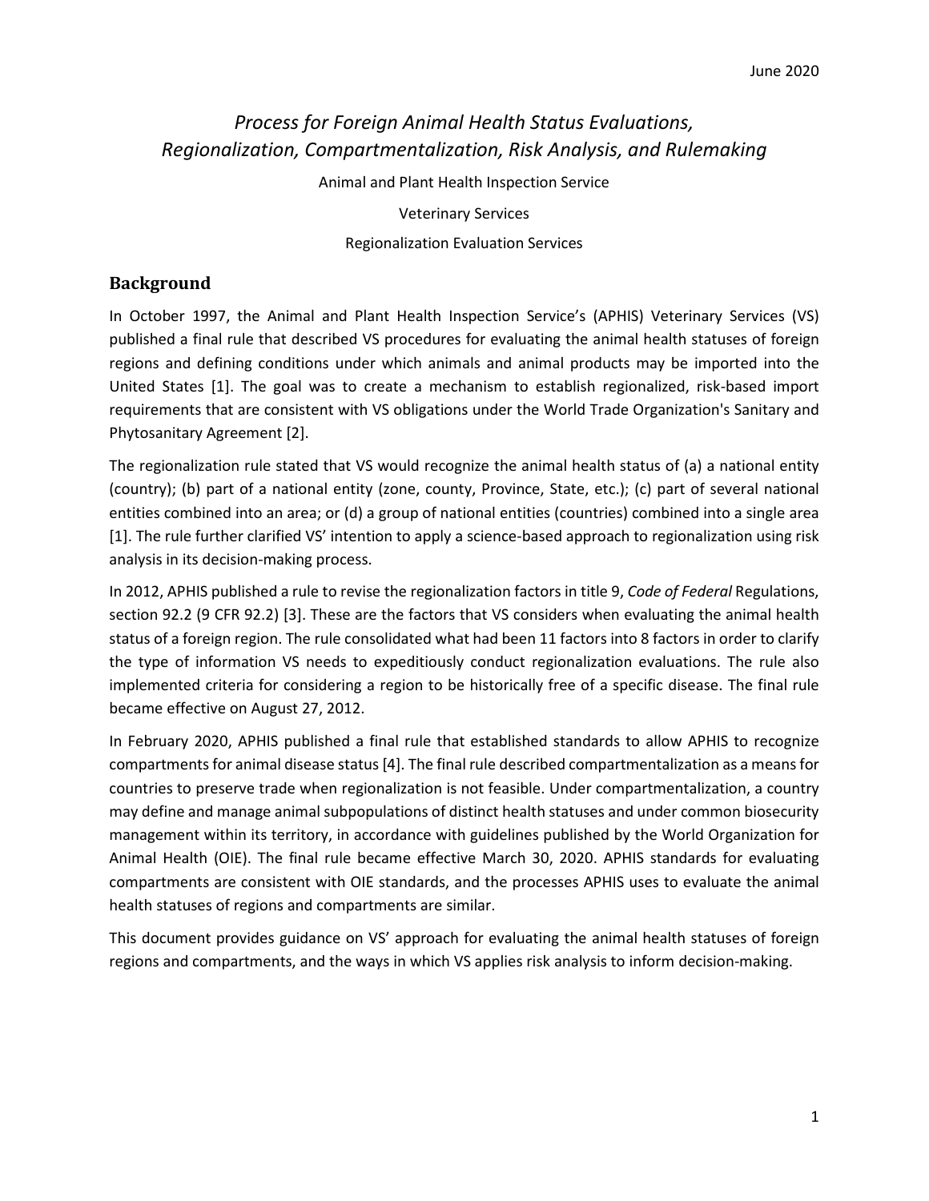June 2020

# *Process for Foreign Animal Health Status Evaluations, Regionalization, Compartmentalization, Risk Analysis, and Rulemaking*

Animal and Plant Health Inspection Service

Veterinary Services

Regionalization Evaluation Services

## Background

In October 1997, the Animal and Plant Health Inspection Service's (APHIS) Veterinary Services (VS) published a final rule that described VS procedures for evaluating the animal health statuses of foreign regions and defining conditions under which animals and animal products may be imported into the United States [1]. The goal was to create a mechanism to establish regionalized, risk-based import requirements that are consistent with VS obligations under the World Trade Organization's Sanitary and Phytosanitary Agreement [2].

The regionalization rule stated that VS would recognize the animal health status of (a) a national entity (country); (b) part of a national entity (zone, county, Province, State, etc.); (c) part of several national entities combined into an area; or (d) a group of national entities (countries) combined into a single area [1]. The rule further clarified VS' intention to apply a science-based approach to regionalization using risk analysis in its decision-making process.

In 2012, APHIS published a rule to revise the regionalization factors in title 9, *Code of Federal* Regulations, section 92.2 (9 CFR 92.2) [3]. These are the factors that VS considers when evaluating the animal health status of a foreign region. The rule consolidated what had been 11 factors into 8 factors in order to clarify the type of information VS needs to expeditiously conduct regionalization evaluations. The rule also implemented criteria for considering a region to be historically free of a specific disease. The final rule became effective on August 27, 2012.

In February 2020, APHIS published a final rule that established standards to allow APHIS to recognize compartments for animal disease status [4]. The final rule described compartmentalization as a means for countries to preserve trade when regionalization is not feasible. Under compartmentalization, a country may define and manage animal subpopulations of distinct health statuses and under common biosecurity management within its territory, in accordance with guidelines published by the World Organization for Animal Health (OIE). The final rule became effective March 30, 2020. APHIS standards for evaluating compartments are consistent with OIE standards, and the processes APHIS uses to evaluate the animal health statuses of regions and compartments are similar.

This document provides guidance on VS' approach for evaluating the animal health statuses of foreign regions and compartments, and the ways in which VS applies risk analysis to inform decision-making.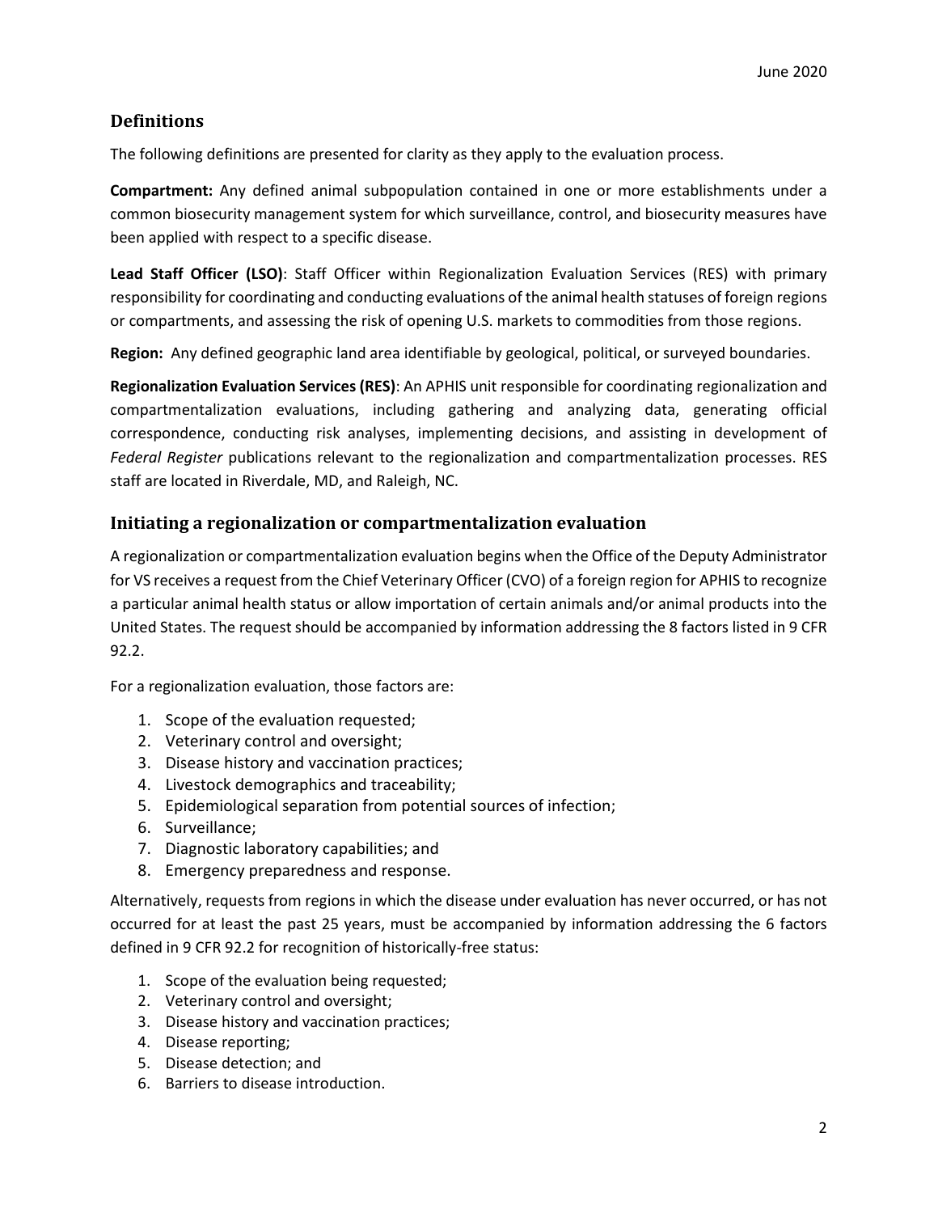## Definitions

The following definitions are presented for clarity as they apply to the evaluation process.

**Compartment:** Any defined animal subpopulation contained in one or more establishments under a common biosecurity management system for which surveillance, control, and biosecurity measures have been applied with respect to a specific disease.

**Lead Staff Officer (LSO)**: Staff Officer within Regionalization Evaluation Services (RES) with primary responsibility for coordinating and conducting evaluations of the animal health statuses of foreign regions or compartments, and assessing the risk of opening U.S. markets to commodities from those regions.

**Region:** Any defined geographic land area identifiable by geological, political, or surveyed boundaries.

**Regionalization Evaluation Services (RES)**: An APHIS unit responsible for coordinating regionalization and compartmentalization evaluations, including gathering and analyzing data, generating official correspondence, conducting risk analyses, implementing decisions, and assisting in development of *Federal Register* publications relevant to the regionalization and compartmentalization processes. RES staff are located in Riverdale, MD, and Raleigh, NC.

## Initiating a regionalization or compartmentalization evaluation

A regionalization or compartmentalization evaluation begins when the Office of the Deputy Administrator for VS receives a request from the Chief Veterinary Officer (CVO) of a foreign region for APHIS to recognize a particular animal health status or allow importation of certain animals and/or animal products into the United States. The request should be accompanied by information addressing the 8 factors listed in 9 CFR 92.2.

For a regionalization evaluation, those factors are:

1. Scope of the evaluation requested;
2. Veterinary control and oversight;
3. Disease history and vaccination practices;
4. Livestock demographics and traceability;
5. Epidemiological separation from potential sources of infection;
6. Surveillance;
7. Diagnostic laboratory capabilities; and
8. Emergency preparedness and response.

Alternatively, requests from regions in which the disease under evaluation has never occurred, or has not occurred for at least the past 25 years, must be accompanied by information addressing the 6 factors defined in 9 CFR 92.2 for recognition of historically-free status:

1. Scope of the evaluation being requested;
2. Veterinary control and oversight;
3. Disease history and vaccination practices;
4. Disease reporting;
5. Disease detection; and
6. Barriers to disease introduction.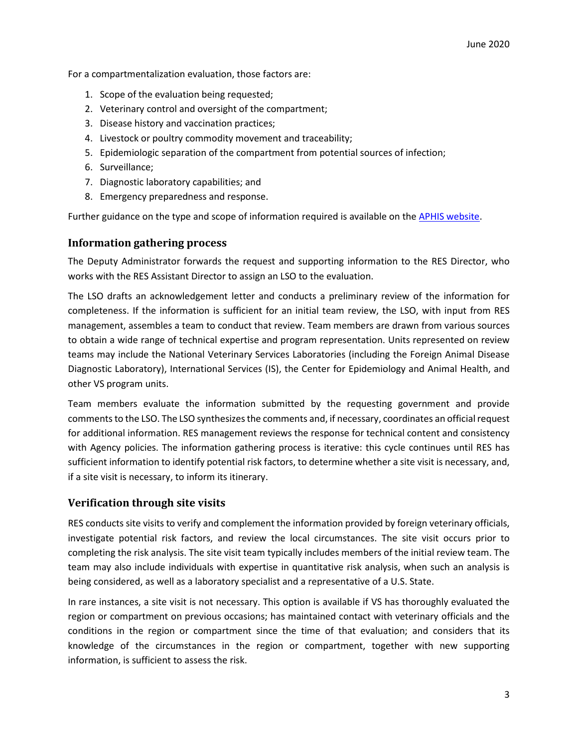For a compartmentalization evaluation, those factors are:

1. Scope of the evaluation being requested;
2. Veterinary control and oversight of the compartment;
3. Disease history and vaccination practices;
4. Livestock or poultry commodity movement and traceability;
5. Epidemiologic separation of the compartment from potential sources of infection;
6. Surveillance;
7. Diagnostic laboratory capabilities; and
8. Emergency preparedness and response.

Further guidance on the type and scope of information required is available on the [APHIS website](APHIS website).

## Information gathering process

The Deputy Administrator forwards the request and supporting information to the RES Director, who works with the RES Assistant Director to assign an LSO to the evaluation.

The LSO drafts an acknowledgement letter and conducts a preliminary review of the information for completeness. If the information is sufficient for an initial team review, the LSO, with input from RES management, assembles a team to conduct that review. Team members are drawn from various sources to obtain a wide range of technical expertise and program representation. Units represented on review teams may include the National Veterinary Services Laboratories (including the Foreign Animal Disease Diagnostic Laboratory), International Services (IS), the Center for Epidemiology and Animal Health, and other VS program units.

Team members evaluate the information submitted by the requesting government and provide comments to the LSO. The LSO synthesizes the comments and, if necessary, coordinates an official request for additional information. RES management reviews the response for technical content and consistency with Agency policies. The information gathering process is iterative: this cycle continues until RES has sufficient information to identify potential risk factors, to determine whether a site visit is necessary, and, if a site visit is necessary, to inform its itinerary.

## Verification through site visits

RES conducts site visits to verify and complement the information provided by foreign veterinary officials, investigate potential risk factors, and review the local circumstances. The site visit occurs prior to completing the risk analysis. The site visit team typically includes members of the initial review team. The team may also include individuals with expertise in quantitative risk analysis, when such an analysis is being considered, as well as a laboratory specialist and a representative of a U.S. State.

In rare instances, a site visit is not necessary. This option is available if VS has thoroughly evaluated the region or compartment on previous occasions; has maintained contact with veterinary officials and the conditions in the region or compartment since the time of that evaluation; and considers that its knowledge of the circumstances in the region or compartment, together with new supporting information, is sufficient to assess the risk.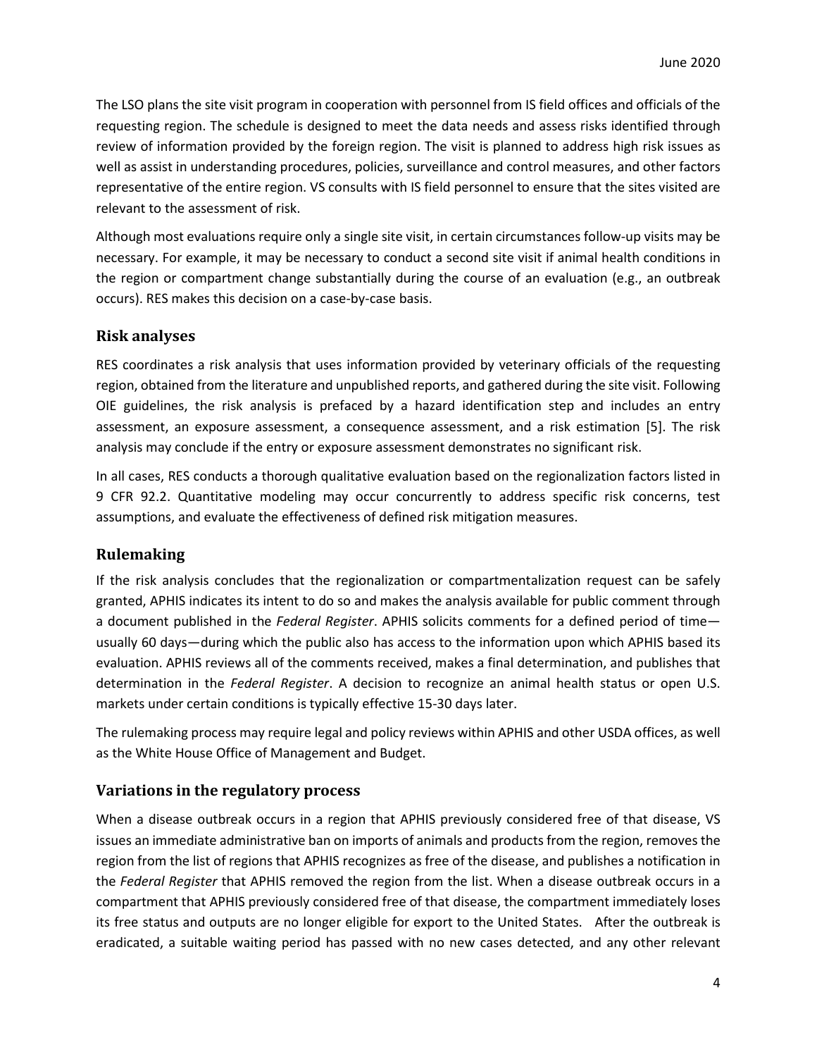The LSO plans the site visit program in cooperation with personnel from IS field offices and officials of the requesting region. The schedule is designed to meet the data needs and assess risks identified through review of information provided by the foreign region. The visit is planned to address high risk issues as well as assist in understanding procedures, policies, surveillance and control measures, and other factors representative of the entire region. VS consults with IS field personnel to ensure that the sites visited are relevant to the assessment of risk.

Although most evaluations require only a single site visit, in certain circumstances follow-up visits may be necessary. For example, it may be necessary to conduct a second site visit if animal health conditions in the region or compartment change substantially during the course of an evaluation (e.g., an outbreak occurs). RES makes this decision on a case-by-case basis.

## Risk analyses

RES coordinates a risk analysis that uses information provided by veterinary officials of the requesting region, obtained from the literature and unpublished reports, and gathered during the site visit. Following OIE guidelines, the risk analysis is prefaced by a hazard identification step and includes an entry assessment, an exposure assessment, a consequence assessment, and a risk estimation [5]. The risk analysis may conclude if the entry or exposure assessment demonstrates no significant risk.

In all cases, RES conducts a thorough qualitative evaluation based on the regionalization factors listed in 9 CFR 92.2. Quantitative modeling may occur concurrently to address specific risk concerns, test assumptions, and evaluate the effectiveness of defined risk mitigation measures.

## Rulemaking

If the risk analysis concludes that the regionalization or compartmentalization request can be safely granted, APHIS indicates its intent to do so and makes the analysis available for public comment through a document published in the *Federal Register*. APHIS solicits comments for a defined period of time—usually 60 days—during which the public also has access to the information upon which APHIS based its evaluation. APHIS reviews all of the comments received, makes a final determination, and publishes that determination in the *Federal Register*. A decision to recognize an animal health status or open U.S. markets under certain conditions is typically effective 15-30 days later.

The rulemaking process may require legal and policy reviews within APHIS and other USDA offices, as well as the White House Office of Management and Budget.

## Variations in the regulatory process

When a disease outbreak occurs in a region that APHIS previously considered free of that disease, VS issues an immediate administrative ban on imports of animals and products from the region, removes the region from the list of regions that APHIS recognizes as free of the disease, and publishes a notification in the *Federal Register* that APHIS removed the region from the list. When a disease outbreak occurs in a compartment that APHIS previously considered free of that disease, the compartment immediately loses its free status and outputs are no longer eligible for export to the United States. After the outbreak is eradicated, a suitable waiting period has passed with no new cases detected, and any other relevant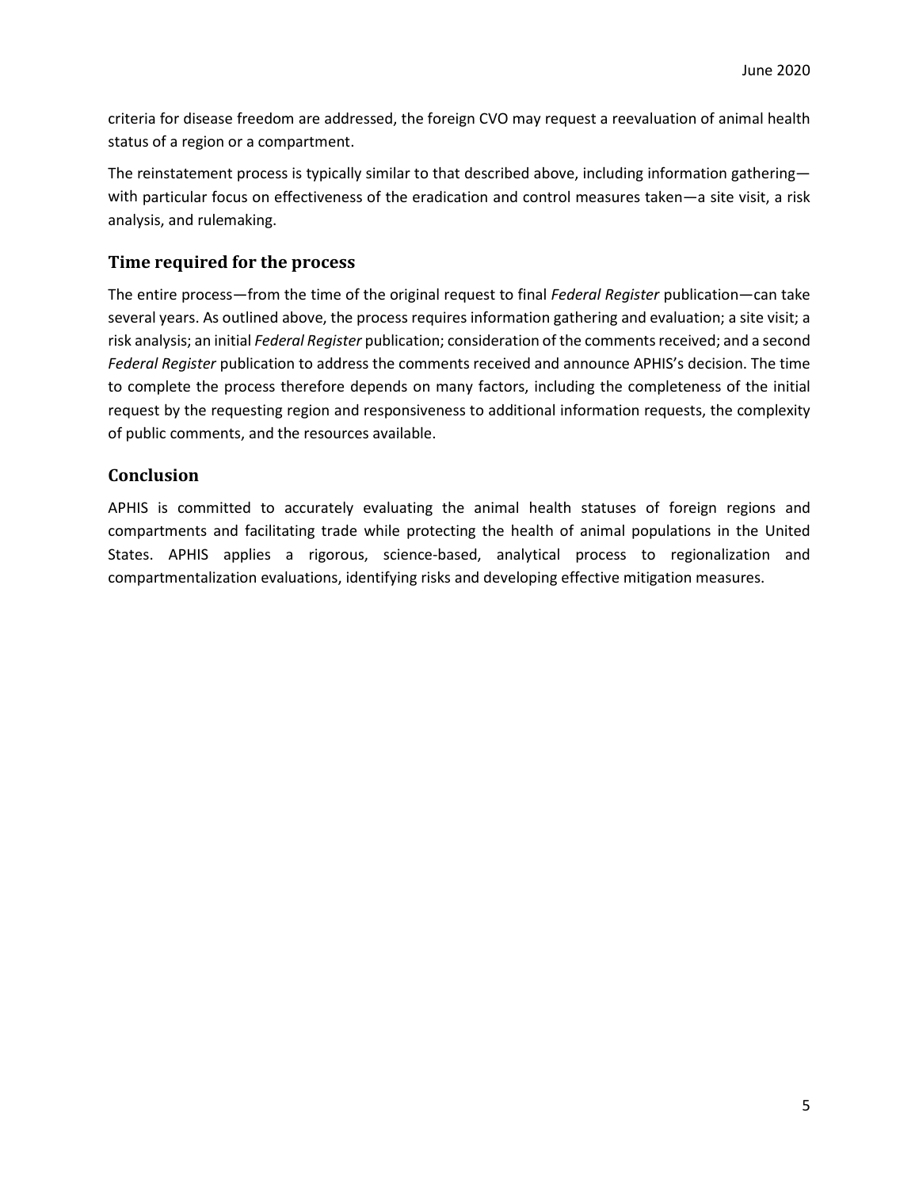criteria for disease freedom are addressed, the foreign CVO may request a reevaluation of animal health status of a region or a compartment.

The reinstatement process is typically similar to that described above, including information gathering—with particular focus on effectiveness of the eradication and control measures taken—a site visit, a risk analysis, and rulemaking.

## Time required for the process

The entire process—from the time of the original request to final *Federal Register* publication—can take several years. As outlined above, the process requires information gathering and evaluation; a site visit; a risk analysis; an initial *Federal Register* publication; consideration of the comments received; and a second *Federal Register* publication to address the comments received and announce APHIS's decision. The time to complete the process therefore depends on many factors, including the completeness of the initial request by the requesting region and responsiveness to additional information requests, the complexity of public comments, and the resources available.

## Conclusion

APHIS is committed to accurately evaluating the animal health statuses of foreign regions and compartments and facilitating trade while protecting the health of animal populations in the United States. APHIS applies a rigorous, science-based, analytical process to regionalization and compartmentalization evaluations, identifying risks and developing effective mitigation measures.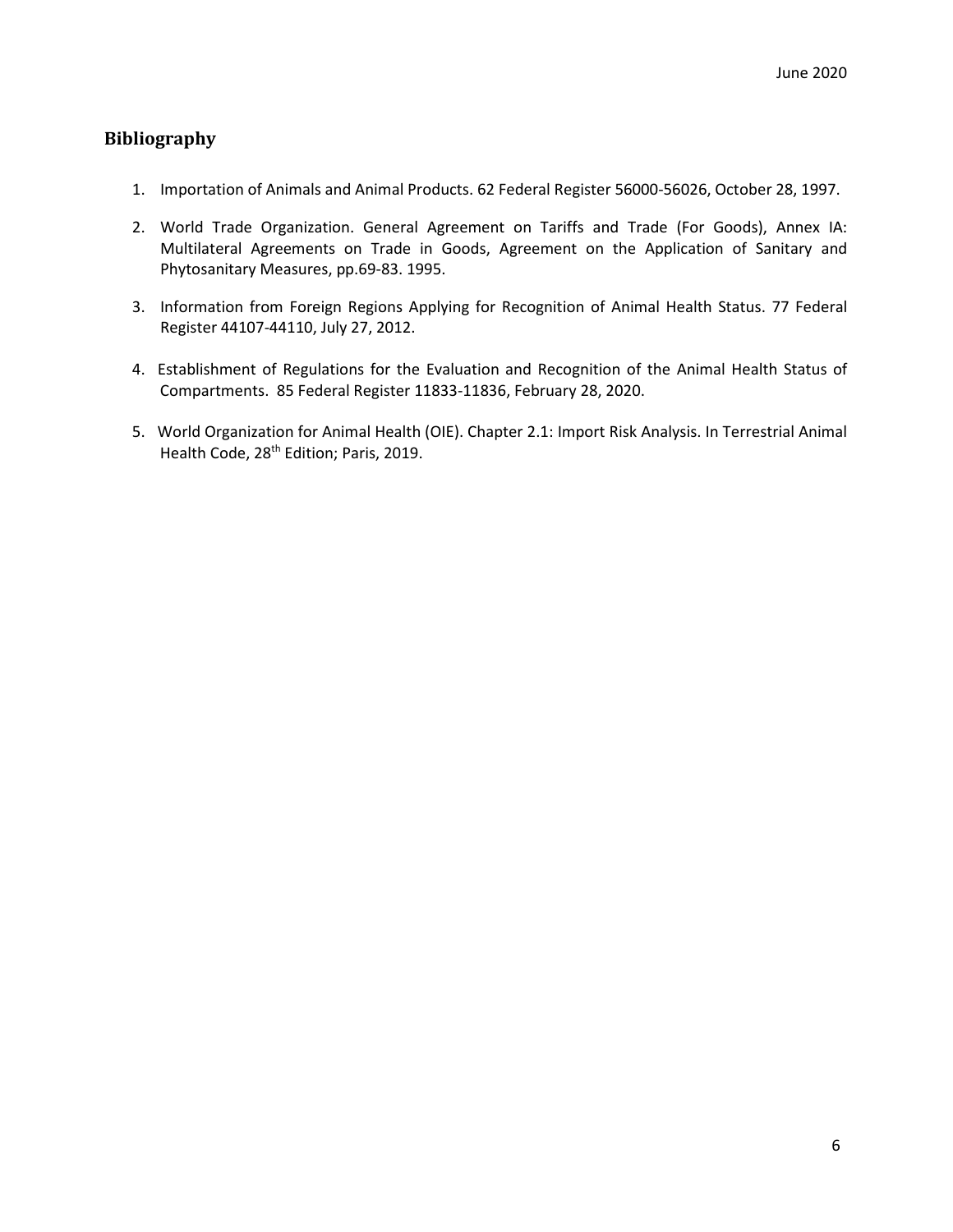## Bibliography

1. Importation of Animals and Animal Products. 62 Federal Register 56000-56026, October 28, 1997.
2. World Trade Organization. General Agreement on Tariffs and Trade (For Goods), Annex IA: Multilateral Agreements on Trade in Goods, Agreement on the Application of Sanitary and Phytosanitary Measures, pp.69-83. 1995.
3. Information from Foreign Regions Applying for Recognition of Animal Health Status. 77 Federal Register 44107-44110, July 27, 2012.
4. Establishment of Regulations for the Evaluation and Recognition of the Animal Health Status of Compartments. 85 Federal Register 11833-11836, February 28, 2020.
5. World Organization for Animal Health (OIE). Chapter 2.1: Import Risk Analysis. In Terrestrial Animal Health Code, 28th Edition; Paris, 2019.